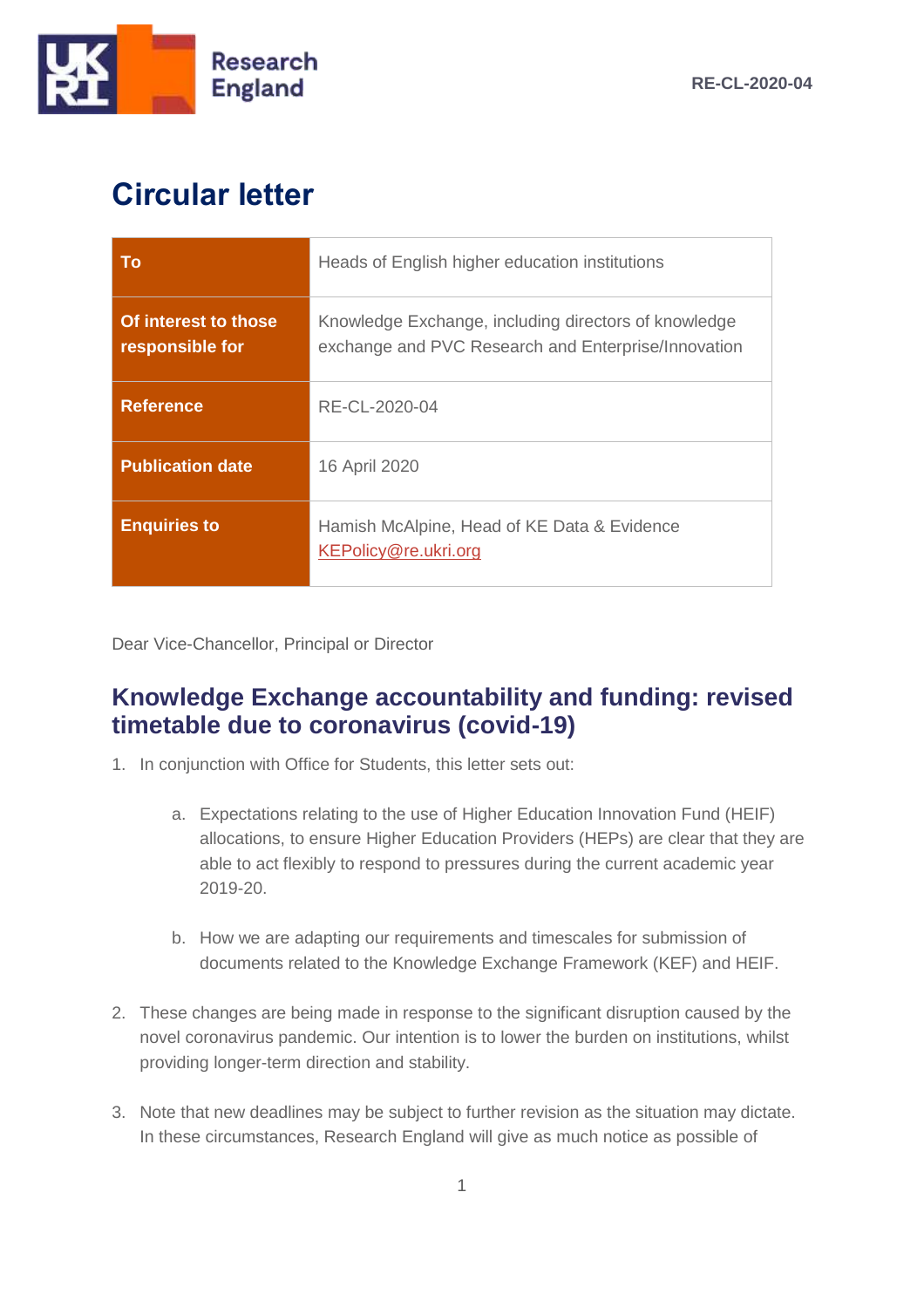RE-CL-2020-04

# Circular letter

| To | Heads of English higher education institutions |
|---|---|
| Of interest to those responsible for | Knowledge Exchange, including directors of knowledge exchange and PVC Research and Enterprise/Innovation |
| Reference | RE-CL-2020-04 |
| Publication date | 16 April 2020 |
| Enquiries to | Hamish McAlpine, Head of KE Data & Evidence<br>KEPolicy@re.ukri.org |

Dear Vice-Chancellor, Principal or Director

## Knowledge Exchange accountability and funding: revised timetable due to coronavirus (covid-19)

1. In conjunction with Office for Students, this letter sets out:

    a. Expectations relating to the use of Higher Education Innovation Fund (HEIF) allocations, to ensure Higher Education Providers (HEPs) are clear that they are able to act flexibly to respond to pressures during the current academic year 2019-20.

    b. How we are adapting our requirements and timescales for submission of documents related to the Knowledge Exchange Framework (KEF) and HEIF.

2. These changes are being made in response to the significant disruption caused by the novel coronavirus pandemic. Our intention is to lower the burden on institutions, whilst providing longer-term direction and stability.

3. Note that new deadlines may be subject to further revision as the situation may dictate. In these circumstances, Research England will give as much notice as possible of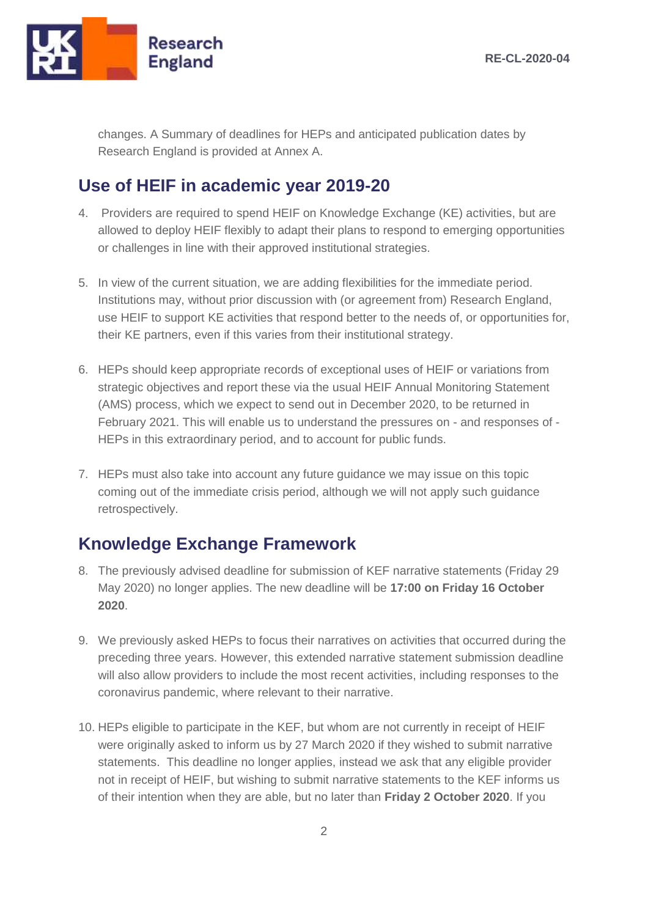changes. A Summary of deadlines for HEPs and anticipated publication dates by Research England is provided at Annex A.

## Use of HEIF in academic year 2019-20

4. Providers are required to spend HEIF on Knowledge Exchange (KE) activities, but are allowed to deploy HEIF flexibly to adapt their plans to respond to emerging opportunities or challenges in line with their approved institutional strategies.

5. In view of the current situation, we are adding flexibilities for the immediate period. Institutions may, without prior discussion with (or agreement from) Research England, use HEIF to support KE activities that respond better to the needs of, or opportunities for, their KE partners, even if this varies from their institutional strategy.

6. HEPs should keep appropriate records of exceptional uses of HEIF or variations from strategic objectives and report these via the usual HEIF Annual Monitoring Statement (AMS) process, which we expect to send out in December 2020, to be returned in February 2021. This will enable us to understand the pressures on - and responses of - HEPs in this extraordinary period, and to account for public funds.

7. HEPs must also take into account any future guidance we may issue on this topic coming out of the immediate crisis period, although we will not apply such guidance retrospectively.

## Knowledge Exchange Framework

8. The previously advised deadline for submission of KEF narrative statements (Friday 29 May 2020) no longer applies. The new deadline will be **17:00 on Friday 16 October 2020**.

9. We previously asked HEPs to focus their narratives on activities that occurred during the preceding three years. However, this extended narrative statement submission deadline will also allow providers to include the most recent activities, including responses to the coronavirus pandemic, where relevant to their narrative.

10. HEPs eligible to participate in the KEF, but whom are not currently in receipt of HEIF were originally asked to inform us by 27 March 2020 if they wished to submit narrative statements. This deadline no longer applies, instead we ask that any eligible provider not in receipt of HEIF, but wishing to submit narrative statements to the KEF informs us of their intention when they are able, but no later than **Friday 2 October 2020**. If you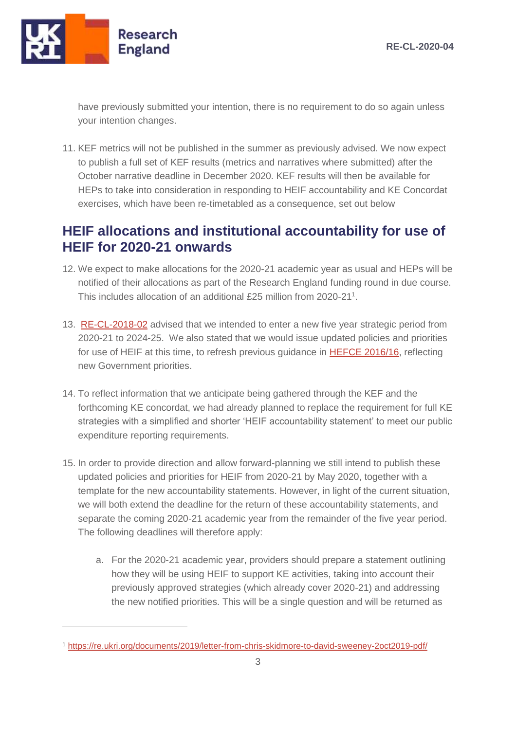have previously submitted your intention, there is no requirement to do so again unless your intention changes.

11. KEF metrics will not be published in the summer as previously advised. We now expect to publish a full set of KEF results (metrics and narratives where submitted) after the October narrative deadline in December 2020. KEF results will then be available for HEPs to take into consideration in responding to HEIF accountability and KE Concordat exercises, which have been re-timetabled as a consequence, set out below

## HEIF allocations and institutional accountability for use of HEIF for 2020-21 onwards

12. We expect to make allocations for the 2020-21 academic year as usual and HEPs will be notified of their allocations as part of the Research England funding round in due course. This includes allocation of an additional £25 million from 2020-21[1].

13. RE-CL-2018-02 advised that we intended to enter a new five year strategic period from 2020-21 to 2024-25. We also stated that we would issue updated policies and priorities for use of HEIF at this time, to refresh previous guidance in HEFCE 2016/16, reflecting new Government priorities.

14. To reflect information that we anticipate being gathered through the KEF and the forthcoming KE concordat, we had already planned to replace the requirement for full KE strategies with a simplified and shorter 'HEIF accountability statement' to meet our public expenditure reporting requirements.

15. In order to provide direction and allow forward-planning we still intend to publish these updated policies and priorities for HEIF from 2020-21 by May 2020, together with a template for the new accountability statements. However, in light of the current situation, we will both extend the deadline for the return of these accountability statements, and separate the coming 2020-21 academic year from the remainder of the five year period. The following deadlines will therefore apply:

    a. For the 2020-21 academic year, providers should prepare a statement outlining how they will be using HEIF to support KE activities, taking into account their previously approved strategies (which already cover 2020-21) and addressing the new notified priorities. This will be a single question and will be returned as

---

[1] https://re.ukri.org/documents/2019/letter-from-chris-skidmore-to-david-sweeney-2oct2019-pdf/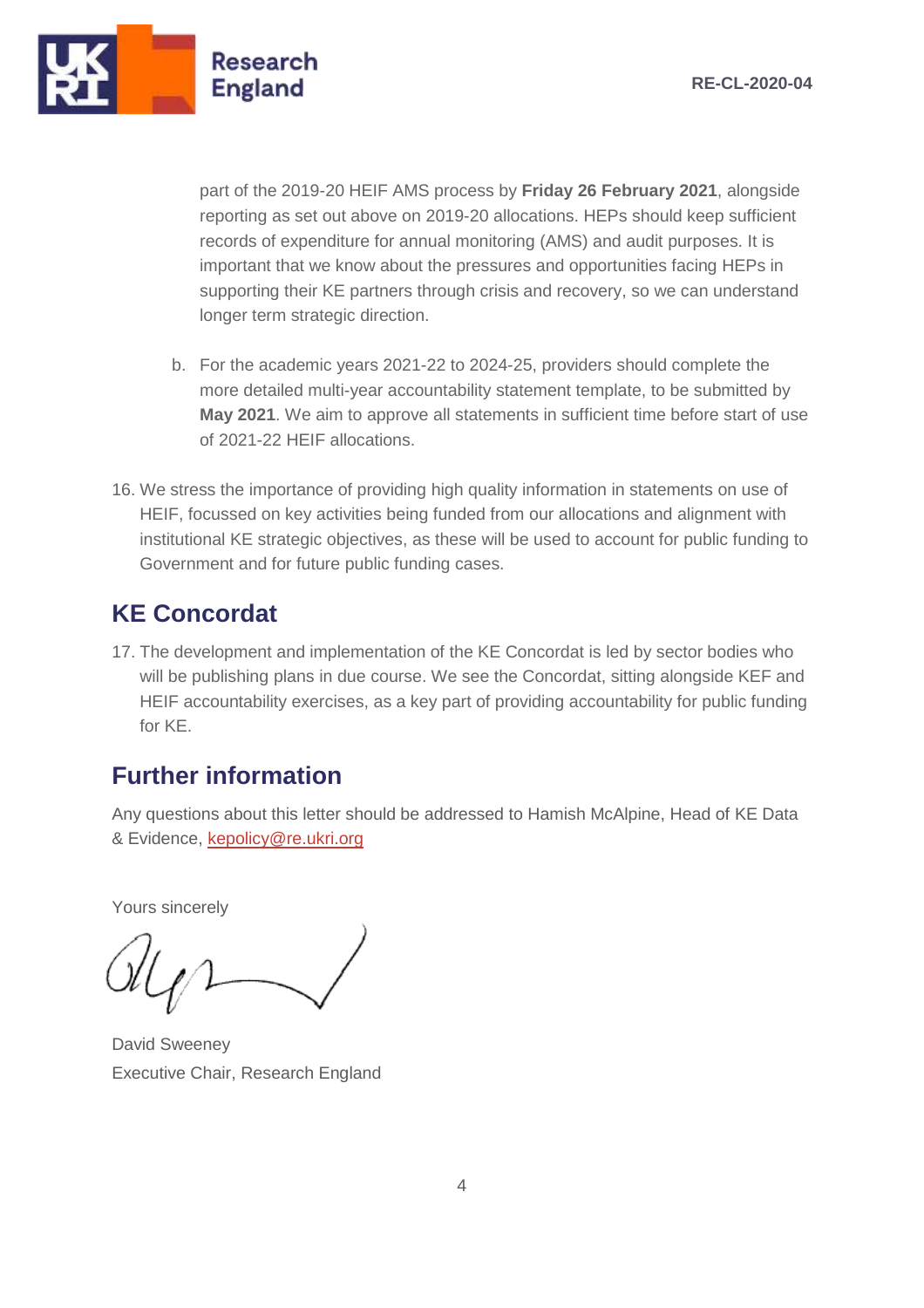part of the 2019-20 HEIF AMS process by **Friday 26 February 2021**, alongside reporting as set out above on 2019-20 allocations. HEPs should keep sufficient records of expenditure for annual monitoring (AMS) and audit purposes. It is important that we know about the pressures and opportunities facing HEPs in supporting their KE partners through crisis and recovery, so we can understand longer term strategic direction.

  b. For the academic years 2021-22 to 2024-25, providers should complete the more detailed multi-year accountability statement template, to be submitted by **May 2021**. We aim to approve all statements in sufficient time before start of use of 2021-22 HEIF allocations.

16. We stress the importance of providing high quality information in statements on use of HEIF, focussed on key activities being funded from our allocations and alignment with institutional KE strategic objectives, as these will be used to account for public funding to Government and for future public funding cases.

## KE Concordat

17. The development and implementation of the KE Concordat is led by sector bodies who will be publishing plans in due course. We see the Concordat, sitting alongside KEF and HEIF accountability exercises, as a key part of providing accountability for public funding for KE.

## Further information

Any questions about this letter should be addressed to Hamish McAlpine, Head of KE Data & Evidence, [kepolicy@re.ukri.org](mailto:kepolicy@re.ukri.org)

Yours sincerely

David Sweeney
Executive Chair, Research England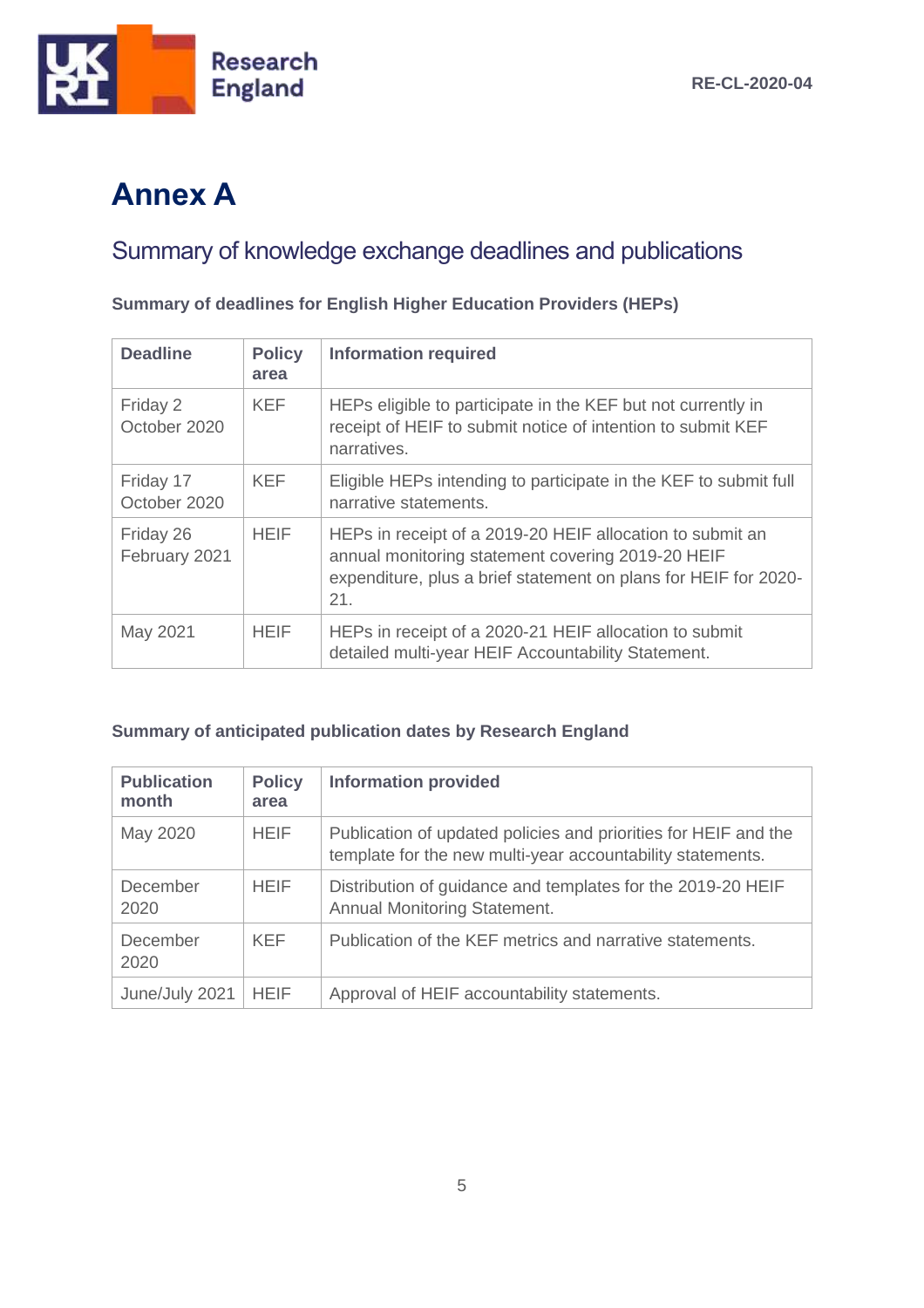# Annex A

## Summary of knowledge exchange deadlines and publications

**Summary of deadlines for English Higher Education Providers (HEPs)**

| Deadline | Policy area | Information required |
|---|---|---|
| Friday 2 October 2020 | KEF | HEPs eligible to participate in the KEF but not currently in receipt of HEIF to submit notice of intention to submit KEF narratives. |
| Friday 17 October 2020 | KEF | Eligible HEPs intending to participate in the KEF to submit full narrative statements. |
| Friday 26 February 2021 | HEIF | HEPs in receipt of a 2019-20 HEIF allocation to submit an annual monitoring statement covering 2019-20 HEIF expenditure, plus a brief statement on plans for HEIF for 2020-21. |
| May 2021 | HEIF | HEPs in receipt of a 2020-21 HEIF allocation to submit detailed multi-year HEIF Accountability Statement. |

**Summary of anticipated publication dates by Research England**

| Publication month | Policy area | Information provided |
|---|---|---|
| May 2020 | HEIF | Publication of updated policies and priorities for HEIF and the template for the new multi-year accountability statements. |
| December 2020 | HEIF | Distribution of guidance and templates for the 2019-20 HEIF Annual Monitoring Statement. |
| December 2020 | KEF | Publication of the KEF metrics and narrative statements. |
| June/July 2021 | HEIF | Approval of HEIF accountability statements. |